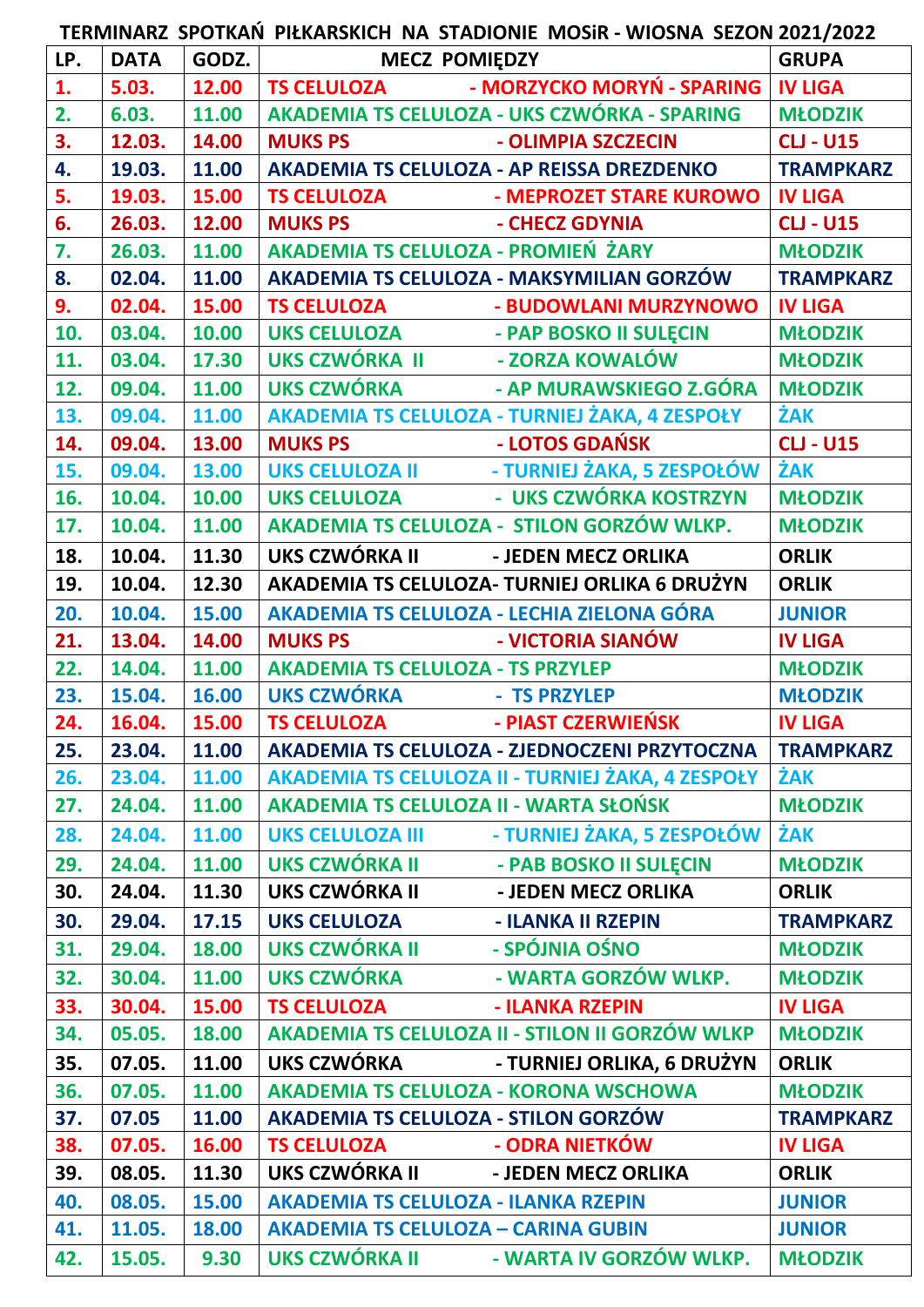# TERMINARZ SPOTKAŃ PIŁKARSKICH NA STADIONIE MOSiR - WIOSNA SEZON 2021/2022

| LP. | DATA | GODZ. | MECZ POMIĘDZY | GRUPA |
|---|---|---|---|---|
| 1. | 5.03. | 12.00 | TS CELULOZA - MORZYCKO MORYŃ - SPARING | IV LIGA |
| 2. | 6.03. | 11.00 | AKADEMIA TS CELULOZA - UKS CZWÓRKA - SPARING | MŁODZIK |
| 3. | 12.03. | 14.00 | MUKS PS - OLIMPIA SZCZECIN | CLJ - U15 |
| 4. | 19.03. | 11.00 | AKADEMIA TS CELULOZA - AP REISSA DREZDENKO | TRAMPKARZ |
| 5. | 19.03. | 15.00 | TS CELULOZA - MEPROZET STARE KUROWO | IV LIGA |
| 6. | 26.03. | 12.00 | MUKS PS - CHECZ GDYNIA | CLJ - U15 |
| 7. | 26.03. | 11.00 | AKADEMIA TS CELULOZA - PROMIEŃ ŻARY | MŁODZIK |
| 8. | 02.04. | 11.00 | AKADEMIA TS CELULOZA - MAKSYMILIAN GORZÓW | TRAMPKARZ |
| 9. | 02.04. | 15.00 | TS CELULOZA - BUDOWLANI MURZYNOWO | IV LIGA |
| 10. | 03.04. | 10.00 | UKS CELULOZA - PAP BOSKO II SULĘCIN | MŁODZIK |
| 11. | 03.04. | 17.30 | UKS CZWÓRKA II - ZORZA KOWALÓW | MŁODZIK |
| 12. | 09.04. | 11.00 | UKS CZWÓRKA - AP MURAWSKIEGO Z.GÓRA | MŁODZIK |
| 13. | 09.04. | 11.00 | AKADEMIA TS CELULOZA - TURNIEJ ŻAKA, 4 ZESPOŁY | ŻAK |
| 14. | 09.04. | 13.00 | MUKS PS - LOTOS GDAŃSK | CLJ - U15 |
| 15. | 09.04. | 13.00 | UKS CELULOZA II - TURNIEJ ŻAKA, 5 ZESPOŁÓW | ŻAK |
| 16. | 10.04. | 10.00 | UKS CELULOZA - UKS CZWÓRKA KOSTRZYN | MŁODZIK |
| 17. | 10.04. | 11.00 | AKADEMIA TS CELULOZA - STILON GORZÓW WLKP. | MŁODZIK |
| 18. | 10.04. | 11.30 | UKS CZWÓRKA II - JEDEN MECZ ORLIKA | ORLIK |
| 19. | 10.04. | 12.30 | AKADEMIA TS CELULOZA- TURNIEJ ORLIKA 6 DRUŻYN | ORLIK |
| 20. | 10.04. | 15.00 | AKADEMIA TS CELULOZA - LECHIA ZIELONA GÓRA | JUNIOR |
| 21. | 13.04. | 14.00 | MUKS PS - VICTORIA SIANÓW | IV LIGA |
| 22. | 14.04. | 11.00 | AKADEMIA TS CELULOZA - TS PRZYLEP | MŁODZIK |
| 23. | 15.04. | 16.00 | UKS CZWÓRKA - TS PRZYLEP | MŁODZIK |
| 24. | 16.04. | 15.00 | TS CELULOZA - PIAST CZERWIEŃSK | IV LIGA |
| 25. | 23.04. | 11.00 | AKADEMIA TS CELULOZA - ZJEDNOCZENI PRZYTOCZNA | TRAMPKARZ |
| 26. | 23.04. | 11.00 | AKADEMIA TS CELULOZA II - TURNIEJ ŻAKA, 4 ZESPOŁY | ŻAK |
| 27. | 24.04. | 11.00 | AKADEMIA TS CELULOZA II - WARTA SŁOŃSK | MŁODZIK |
| 28. | 24.04. | 11.00 | UKS CELULOZA III - TURNIEJ ŻAKA, 5 ZESPOŁÓW | ŻAK |
| 29. | 24.04. | 11.00 | UKS CZWÓRKA II - PAB BOSKO II SULĘCIN | MŁODZIK |
| 30. | 24.04. | 11.30 | UKS CZWÓRKA II - JEDEN MECZ ORLIKA | ORLIK |
| 30. | 29.04. | 17.15 | UKS CELULOZA - ILANKA II RZEPIN | TRAMPKARZ |
| 31. | 29.04. | 18.00 | UKS CZWÓRKA II - SPÓJNIA OŚNO | MŁODZIK |
| 32. | 30.04. | 11.00 | UKS CZWÓRKA - WARTA GORZÓW WLKP. | MŁODZIK |
| 33. | 30.04. | 15.00 | TS CELULOZA - ILANKA RZEPIN | IV LIGA |
| 34. | 05.05. | 18.00 | AKADEMIA TS CELULOZA II - STILON II GORZÓW WLKP | MŁODZIK |
| 35. | 07.05. | 11.00 | UKS CZWÓRKA - TURNIEJ ORLIKA, 6 DRUŻYN | ORLIK |
| 36. | 07.05. | 11.00 | AKADEMIA TS CELULOZA - KORONA WSCHOWA | MŁODZIK |
| 37. | 07.05 | 11.00 | AKADEMIA TS CELULOZA - STILON GORZÓW | TRAMPKARZ |
| 38. | 07.05. | 16.00 | TS CELULOZA - ODRA NIETKÓW | IV LIGA |
| 39. | 08.05. | 11.30 | UKS CZWÓRKA II - JEDEN MECZ ORLIKA | ORLIK |
| 40. | 08.05. | 15.00 | AKADEMIA TS CELULOZA - ILANKA RZEPIN | JUNIOR |
| 41. | 11.05. | 18.00 | AKADEMIA TS CELULOZA – CARINA GUBIN | JUNIOR |
| 42. | 15.05. | 9.30 | UKS CZWÓRKA II - WARTA IV GORZÓW WLKP. | MŁODZIK |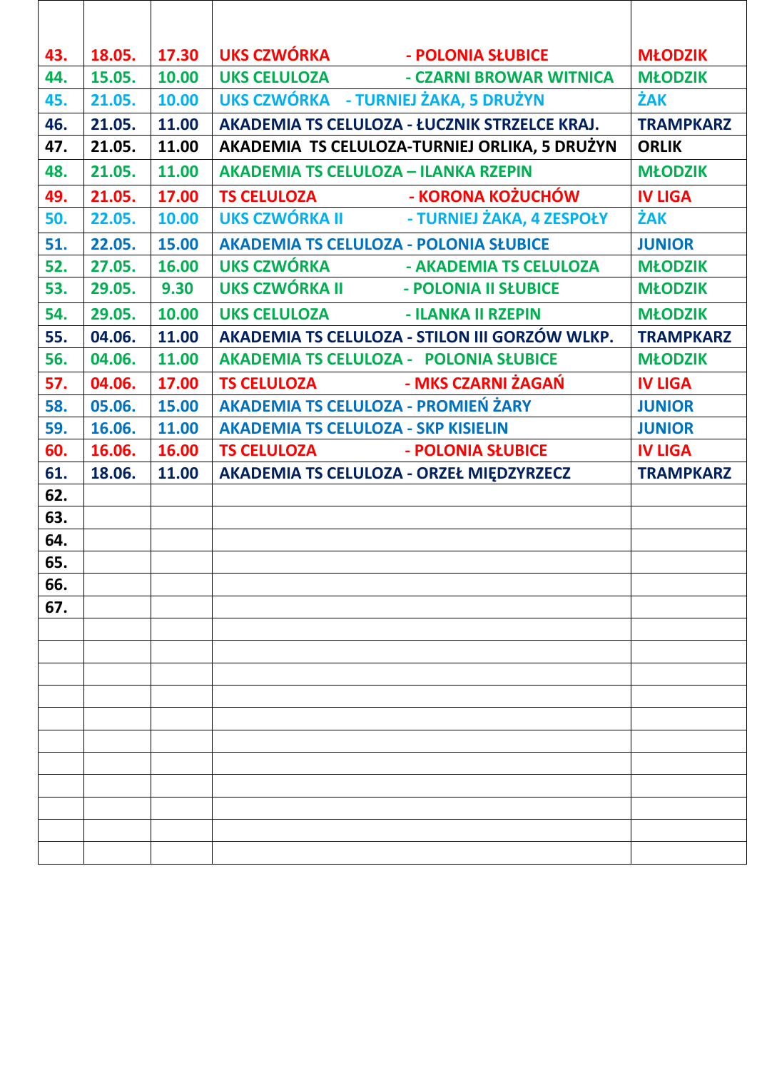| | | | | |
|---|---|---|---|---|
| 43. | 18.05. | 17.30 | UKS CZWÓRKA - POLONIA SŁUBICE | MŁODZIK |
| 44. | 15.05. | 10.00 | UKS CELULOZA - CZARNI BROWAR WITNICA | MŁODZIK |
| 45. | 21.05. | 10.00 | UKS CZWÓRKA - TURNIEJ ŻAKA, 5 DRUŻYN | ŻAK |
| 46. | 21.05. | 11.00 | AKADEMIA TS CELULOZA - ŁUCZNIK STRZELCE KRAJ. | TRAMPKARZ |
| 47. | 21.05. | 11.00 | AKADEMIA TS CELULOZA-TURNIEJ ORLIKA, 5 DRUŻYN | ORLIK |
| 48. | 21.05. | 11.00 | AKADEMIA TS CELULOZA – ILANKA RZEPIN | MŁODZIK |
| 49. | 21.05. | 17.00 | TS CELULOZA - KORONA KOŻUCHÓW | IV LIGA |
| 50. | 22.05. | 10.00 | UKS CZWÓRKA II - TURNIEJ ŻAKA, 4 ZESPOŁY | ŻAK |
| 51. | 22.05. | 15.00 | AKADEMIA TS CELULOZA - POLONIA SŁUBICE | JUNIOR |
| 52. | 27.05. | 16.00 | UKS CZWÓRKA - AKADEMIA TS CELULOZA | MŁODZIK |
| 53. | 29.05. | 9.30 | UKS CZWÓRKA II - POLONIA II SŁUBICE | MŁODZIK |
| 54. | 29.05. | 10.00 | UKS CELULOZA - ILANKA II RZEPIN | MŁODZIK |
| 55. | 04.06. | 11.00 | AKADEMIA TS CELULOZA - STILON III GORZÓW WLKP. | TRAMPKARZ |
| 56. | 04.06. | 11.00 | AKADEMIA TS CELULOZA - POLONIA SŁUBICE | MŁODZIK |
| 57. | 04.06. | 17.00 | TS CELULOZA - MKS CZARNI ŻAGAŃ | IV LIGA |
| 58. | 05.06. | 15.00 | AKADEMIA TS CELULOZA - PROMIEŃ ŻARY | JUNIOR |
| 59. | 16.06. | 11.00 | AKADEMIA TS CELULOZA - SKP KISIELIN | JUNIOR |
| 60. | 16.06. | 16.00 | TS CELULOZA - POLONIA SŁUBICE | IV LIGA |
| 61. | 18.06. | 11.00 | AKADEMIA TS CELULOZA - ORZEŁ MIĘDZYRZECZ | TRAMPKARZ |
| 62. | | | | |
| 63. | | | | |
| 64. | | | | |
| 65. | | | | |
| 66. | | | | |
| 67. | | | | |